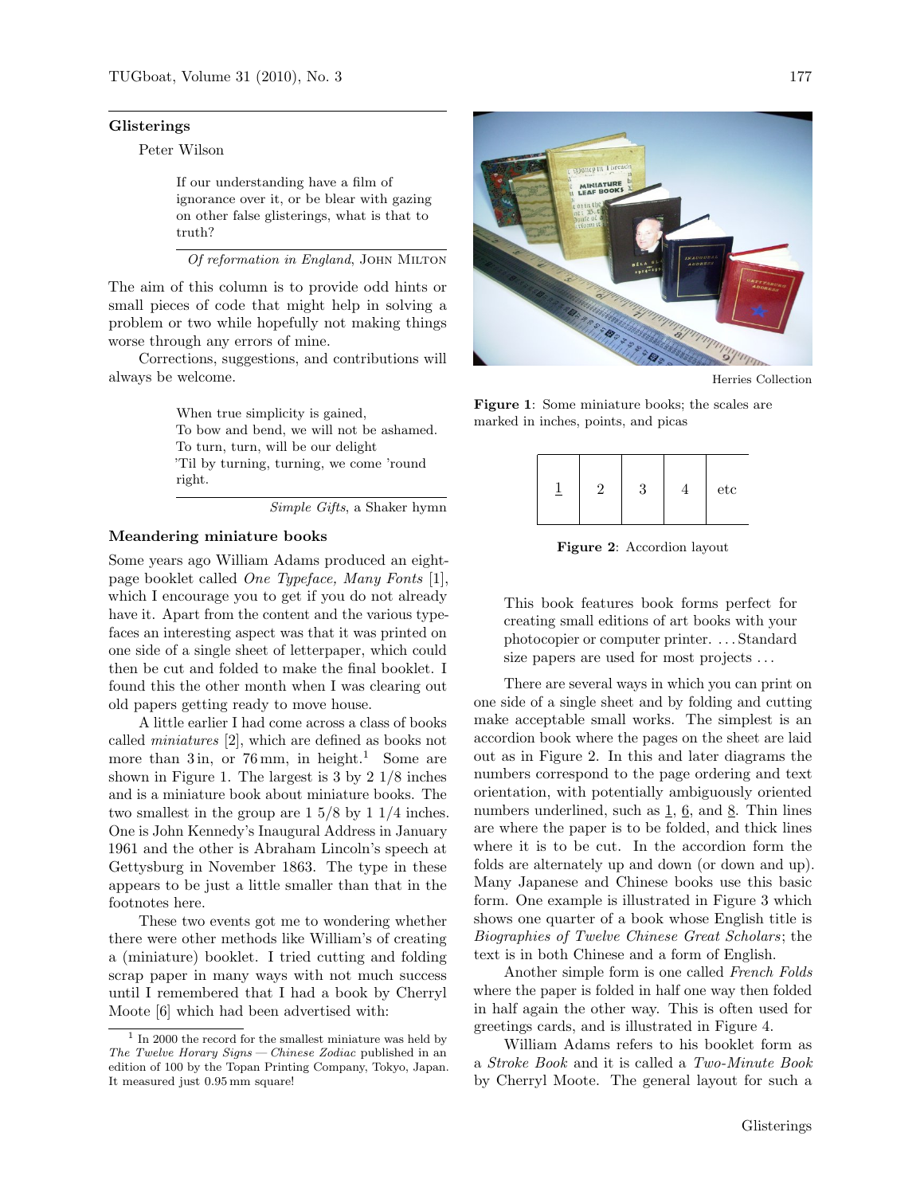## Glisterings

Peter Wilson

> If our understanding have a film of ignorance over it, or be blear with gazing on other false glisterings, what is that to truth?
>
> *Of reformation in England*, John Milton

The aim of this column is to provide odd hints or small pieces of code that might help in solving a problem or two while hopefully not making things worse through any errors of mine.

Corrections, suggestions, and contributions will always be welcome.

> When true simplicity is gained,
> To bow and bend, we will not be ashamed.
> To turn, turn, will be our delight
> 'Til by turning, turning, we come 'round right.
>
> *Simple Gifts*, a Shaker hymn

### Meandering miniature books

Some years ago William Adams produced an eight-page booklet called *One Typeface, Many Fonts* [1], which I encourage you to get if you do not already have it. Apart from the content and the various typefaces an interesting aspect was that it was printed on one side of a single sheet of letterpaper, which could then be cut and folded to make the final booklet. I found this the other month when I was clearing out old papers getting ready to move house.

A little earlier I had come across a class of books called *miniatures* [2], which are defined as books not more than 3 in, or 76 mm, in height.[1] Some are shown in Figure 1. The largest is 3 by 2 1/8 inches and is a miniature book about miniature books. The two smallest in the group are 1 5/8 by 1 1/4 inches. One is John Kennedy's Inaugural Address in January 1961 and the other is Abraham Lincoln's speech at Gettysburg in November 1863. The type in these appears to be just a little smaller than that in the footnotes here.

These two events got me to wondering whether there were other methods like William's of creating a (miniature) booklet. I tried cutting and folding scrap paper in many ways with not much success until I remembered that I had a book by Cherryl Moote [6] which had been advertised with:

Herries Collection

**Figure 1**: Some miniature books; the scales are marked in inches, points, and picas

| 1 | 2 | 3 | 4 | etc |
|---|---|---|---|---|

**Figure 2**: Accordion layout

> This book features book forms perfect for creating small editions of art books with your photocopier or computer printer. ... Standard size papers are used for most projects ...

There are several ways in which you can print on one side of a single sheet and by folding and cutting make acceptable small works. The simplest is an accordion book where the pages on the sheet are laid out as in Figure 2. In this and later diagrams the numbers correspond to the page ordering and text orientation, with potentially ambiguously oriented numbers underlined, such as 1, 6, and 8. Thin lines are where the paper is to be folded, and thick lines where it is to be cut. In the accordion form the folds are alternately up and down (or down and up). Many Japanese and Chinese books use this basic form. One example is illustrated in Figure 3 which shows one quarter of a book whose English title is *Biographies of Twelve Chinese Great Scholars*; the text is in both Chinese and a form of English.

Another simple form is one called *French Folds* where the paper is folded in half one way then folded in half again the other way. This is often used for greetings cards, and is illustrated in Figure 4.

William Adams refers to his booklet form as a *Stroke Book* and it is called a *Two-Minute Book* by Cherryl Moote. The general layout for such a

---

[1] In 2000 the record for the smallest miniature was held by *The Twelve Horary Signs — Chinese Zodiac* published in an edition of 100 by the Topan Printing Company, Tokyo, Japan. It measured just 0.95 mm square!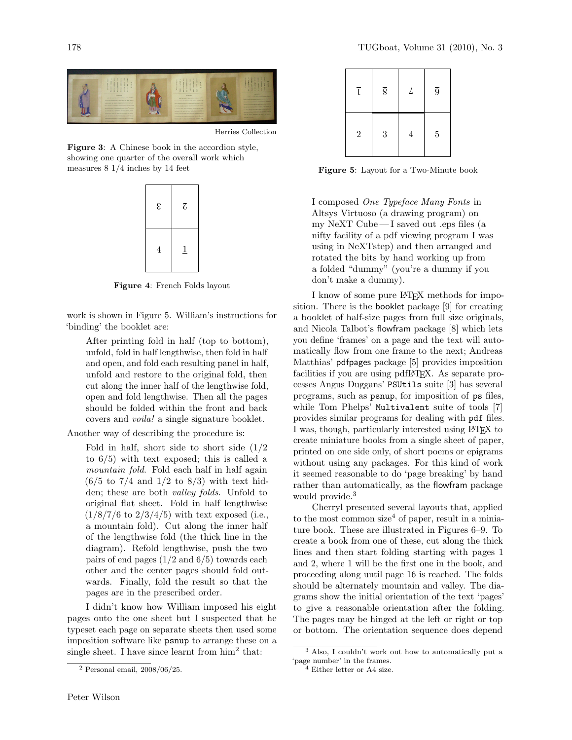Herries Collection

**Figure 3**: A Chinese book in the accordion style, showing one quarter of the overall work which measures 8 1/4 inches by 14 feet

| ε | ɛ |
|---|---|
| 4 | 1 |

**Figure 4**: French Folds layout

work is shown in Figure 5. William's instructions for 'binding' the booklet are:

> After printing fold in half (top to bottom), unfold, fold in half lengthwise, then fold in half and open, and fold each resulting panel in half, unfold and restore to the original fold, then cut along the inner half of the lengthwise fold, open and fold lengthwise. Then all the pages should be folded within the front and back covers and *voila!* a single signature booklet.

Another way of describing the procedure is:

> Fold in half, short side to short side (1/2 to 6/5) with text exposed; this is called a *mountain fold*. Fold each half in half again (6/5 to 7/4 and 1/2 to 8/3) with text hidden; these are both *valley folds*. Unfold to original flat sheet. Fold in half lengthwise (1/8/7/6 to 2/3/4/5) with text exposed (i.e., a mountain fold). Cut along the inner half of the lengthwise fold (the thick line in the diagram). Refold lengthwise, push the two pairs of end pages (1/2 and 6/5) towards each other and the center pages should fold outwards. Finally, fold the result so that the pages are in the prescribed order.

I didn't know how William imposed his eight pages onto the one sheet but I suspected that he typeset each page on separate sheets then used some imposition software like psnup to arrange these on a single sheet. I have since learnt from him[2] that:

[2] Personal email, 2008/06/25.

| 1 | 8 | 7 | 6 |
|---|---|---|---|
| 2 | 3 | 4 | 5 |

**Figure 5**: Layout for a Two-Minute book

> I composed *One Typeface Many Fonts* in Altsys Virtuoso (a drawing program) on my NeXT Cube — I saved out .eps files (a nifty facility of a pdf viewing program I was using in NeXTstep) and then arranged and rotated the bits by hand working up from a folded "dummy" (you're a dummy if you don't make a dummy).

I know of some pure LaTeX methods for imposition. There is the booklet package [9] for creating a booklet of half-size pages from full size originals, and Nicola Talbot's flowfram package [8] which lets you define 'frames' on a page and the text will automatically flow from one frame to the next; Andreas Matthias' pdfpages package [5] provides imposition facilities if you are using pdfLaTeX. As separate processes Angus Duggans' PSUtils suite [3] has several programs, such as psnup, for imposition of ps files, while Tom Phelps' Multivalent suite of tools [7] provides similar programs for dealing with pdf files. I was, though, particularly interested using LaTeX to create miniature books from a single sheet of paper, printed on one side only, of short poems or epigrams without using any packages. For this kind of work it seemed reasonable to do 'page breaking' by hand rather than automatically, as the flowfram package would provide.[3]

Cherryl presented several layouts that, applied to the most common size[4] of paper, result in a miniature book. These are illustrated in Figures 6–9. To create a book from one of these, cut along the thick lines and then start folding starting with pages 1 and 2, where 1 will be the first one in the book, and proceeding along until page 16 is reached. The folds should be alternately mountain and valley. The diagrams show the initial orientation of the text 'pages' to give a reasonable orientation after the folding. The pages may be hinged at the left or right or top or bottom. The orientation sequence does depend

[3] Also, I couldn't work out how to automatically put a 'page number' in the frames.

[4] Either letter or A4 size.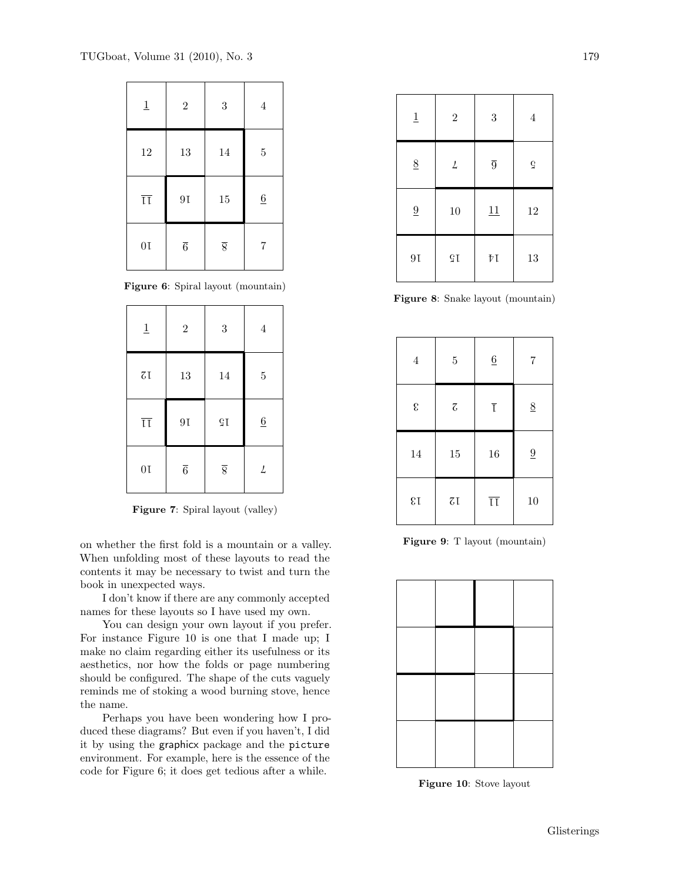| 1 | 2 | 3 | 4 |
|---|---|---|---|
| 12 | 13 | 14 | 5 |
| 11 | 16 | 15 | 6 |
| 10 | 9 | 8 | 7 |

**Figure 6**: Spiral layout (mountain)

| 1 | 2 | 3 | 4 |
|---|---|---|---|
| 12 | 13 | 14 | 5 |
| 11 | 16 | 15 | 6 |
| 10 | 9 | 8 | 7 |

**Figure 7**: Spiral layout (valley)

on whether the first fold is a mountain or a valley. When unfolding most of these layouts to read the contents it may be necessary to twist and turn the book in unexpected ways.

I don't know if there are any commonly accepted names for these layouts so I have used my own.

You can design your own layout if you prefer. For instance Figure 10 is one that I made up; I make no claim regarding either its usefulness or its aesthetics, nor how the folds or page numbering should be configured. The shape of the cuts vaguely reminds me of stoking a wood burning stove, hence the name.

Perhaps you have been wondering how I produced these diagrams? But even if you haven't, I did it by using the graphicx package and the picture environment. For example, here is the essence of the code for Figure 6; it does get tedious after a while.

| 1 | 2 | 3 | 4 |
|---|---|---|---|
| 8 | 7 | 6 | 5 |
| 9 | 10 | 11 | 12 |
| 16 | 15 | 14 | 13 |

**Figure 8**: Snake layout (mountain)

| 4 | 5 | 6 | 7 |
|---|---|---|---|
| 3 | 2 | 1 | 8 |
| 14 | 15 | 16 | 9 |
| 13 | 12 | 11 | 10 |

**Figure 9**: T layout (mountain)

**Figure 10**: Stove layout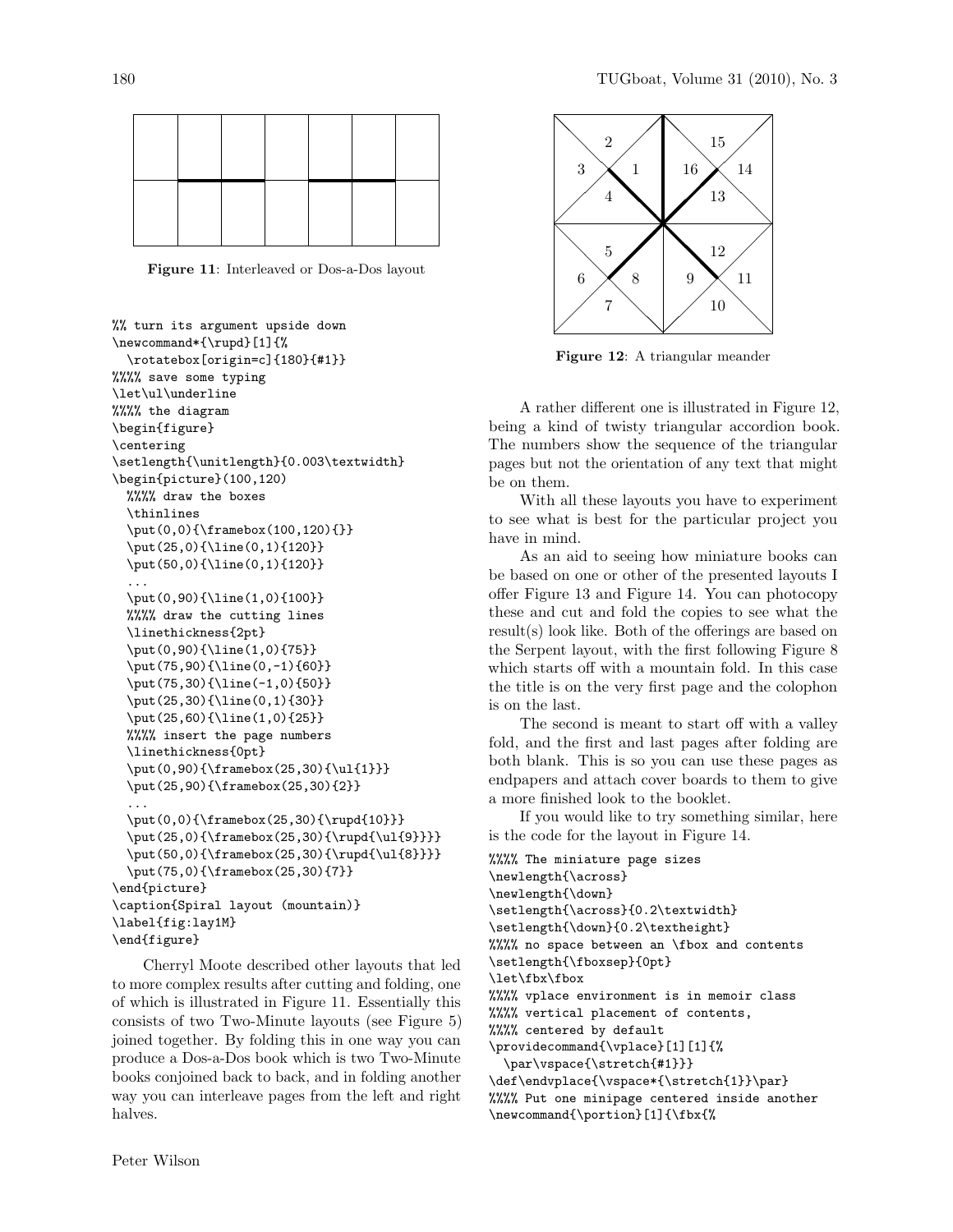**Figure 11**: Interleaved or Dos-a-Dos layout

```
%% turn its argument upside down
\newcommand*{\rupd}[1]{%
  \rotatebox[origin=c]{180}{#1}}
%%%% save some typing
\let\ul\underline
%%%% the diagram
\begin{figure}
\centering
\setlength{\unitlength}{0.003\textwidth}
\begin{picture}(100,120)
  %%%% draw the boxes
  \thinlines
  \put(0,0){\framebox(100,120){}}
  \put(25,0){\line(0,1){120}}
  \put(50,0){\line(0,1){120}}
  ...
  \put(0,90){\line(1,0){100}}
  %%%% draw the cutting lines
  \linethickness{2pt}
  \put(0,90){\line(1,0){75}}
  \put(75,90){\line(0,-1){60}}
  \put(75,30){\line(-1,0){50}}
  \put(25,30){\line(0,1){30}}
  \put(25,60){\line(1,0){25}}
  %%%% insert the page numbers
  \linethickness{0pt}
  \put(0,90){\framebox(25,30){\ul{1}}}
  \put(25,90){\framebox(25,30){2}}
  ...
  \put(0,0){\framebox(25,30){\rupd{10}}}
  \put(25,0){\framebox(25,30){\rupd{\ul{9}}}}
  \put(50,0){\framebox(25,30){\rupd{\ul{8}}}}
  \put(75,0){\framebox(25,30){7}}
\end{picture}
\caption{Spiral layout (mountain)}
\label{fig:lay1M}
\end{figure}
```

Cherryl Moote described other layouts that led to more complex results after cutting and folding, one of which is illustrated in Figure 11. Essentially this consists of two Two-Minute layouts (see Figure 5) joined together. By folding this in one way you can produce a Dos-a-Dos book which is two Two-Minute books conjoined back to back, and in folding another way you can interleave pages from the left and right halves.

**Figure 12**: A triangular meander

A rather different one is illustrated in Figure 12, being a kind of twisty triangular accordion book. The numbers show the sequence of the triangular pages but not the orientation of any text that might be on them.

With all these layouts you have to experiment to see what is best for the particular project you have in mind.

As an aid to seeing how miniature books can be based on one or other of the presented layouts I offer Figure 13 and Figure 14. You can photocopy these and cut and fold the copies to see what the result(s) look like. Both of the offerings are based on the Serpent layout, with the first following Figure 8 which starts off with a mountain fold. In this case the title is on the very first page and the colophon is on the last.

The second is meant to start off with a valley fold, and the first and last pages after folding are both blank. This is so you can use these pages as endpapers and attach cover boards to them to give a more finished look to the booklet.

If you would like to try something similar, here is the code for the layout in Figure 14.

```
%%%% The miniature page sizes
\newlength{\across}
\newlength{\down}
\setlength{\across}{0.2\textwidth}
\setlength{\down}{0.2\textheight}
%%%% no space between an \fbox and contents
\setlength{\fboxsep}{0pt}
\let\fbx\fbox
%%%% vplace environment is in memoir class
%%%% vertical placement of contents,
%%%% centered by default
\providecommand{\vplace}[1][1]{%
  \par\vspace{\stretch{#1}}}
\def\endvplace{\vspace*{\stretch{1}}\par}
%%%% Put one minipage centered inside another
\newcommand{\portion}[1]{\fbx{%
```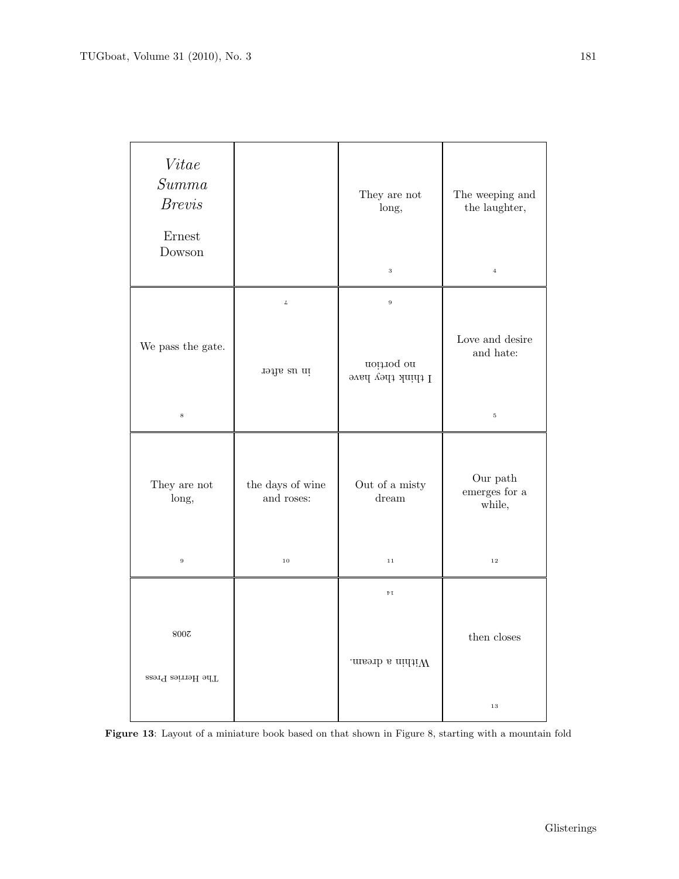| | | | |
|---|---|---|---|
| *Vitae Summa Brevis* Ernest Dowson | | They are not long, 3 | The weeping and the laughter, 4 |
| We pass the gate. 8 | in us after 7 | I think they have no portion 6 | Love and desire and hate: 5 |
| They are not long, 9 | the days of wine and roses: 10 | Out of a misty dream 11 | Our path emerges for a while, 12 |
| The Herries Press 2008 | | Within a dream. 14 | then closes 13 |

**Figure 13**: Layout of a miniature book based on that shown in Figure 8, starting with a mountain fold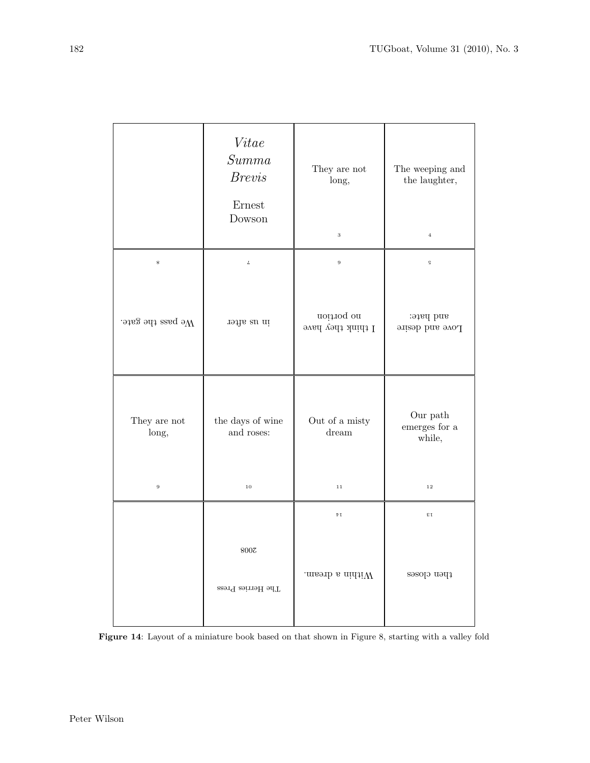|  | *Vitae Summa Brevis*<br><br>Ernest Dowson | They are not long,<br><br>3 | The weeping and the laughter,<br><br>4 |
|---|---|---|---|
| 8<br><br>We pass the gate. | 7<br><br>in us after | 6<br><br>I think they have no portion | 5<br><br>Love and desire and hate: |
| They are not long,<br><br>9 | the days of wine and roses:<br><br>10 | Out of a misty dream<br><br>11 | Our path emerges for a while,<br><br>12 |
|  | 2008<br><br>The Herries Press | 14<br><br>Within a dream. | 13<br><br>then closes |

**Figure 14**: Layout of a miniature book based on that shown in Figure 8, starting with a valley fold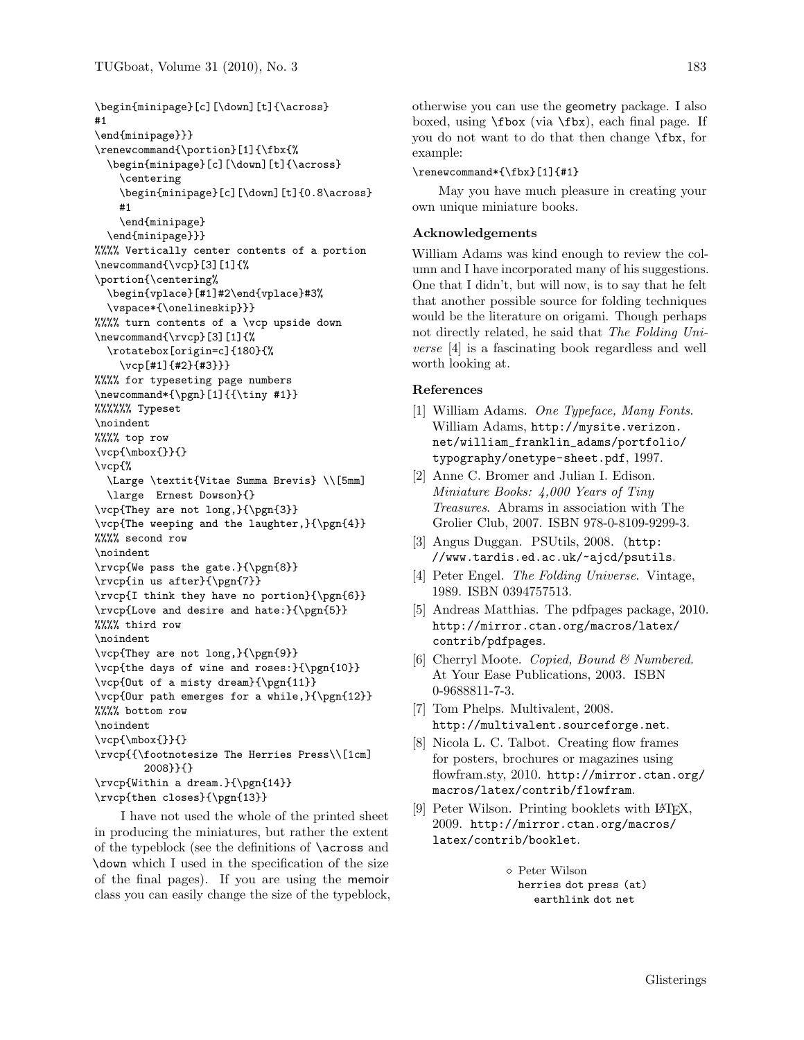```
\begin{minipage}[c][\down][t]{\across}
#1
\end{minipage}}}
\renewcommand{\portion}[1]{\fbx{%
  \begin{minipage}[c][\down][t]{\across}
    \centering
    \begin{minipage}[c][\down][t]{0.8\across}
    #1
    \end{minipage}
  \end{minipage}}}
%%%% Vertically center contents of a portion
\newcommand{\vcp}[3][1]{%
\portion{\centering%
  \begin{vplace}[#1]#2\end{vplace}#3%
  \vspace*{\onelineskip}}}
%%%% turn contents of a \vcp upside down
\newcommand{\rvcp}[3][1]{%
  \rotatebox[origin=c]{180}{%
    \vcp[#1]{#2}{#3}}}
%%%% for typeseting page numbers
\newcommand*{\pgn}[1]{{\tiny #1}}
%%%%%% Typeset
\noindent
%%%% top row
\vcp{\mbox{}}{}
\vcp{%
  \Large \textit{Vitae Summa Brevis} \\[5mm]
  \large  Ernest Dowson}{}
\vcp{They are not long,}{\pgn{3}}
\vcp{The weeping and the laughter,}{\pgn{4}}
%%%% second row
\noindent
\rvcp{We pass the gate.}{\pgn{8}}
\rvcp{in us after}{\pgn{7}}
\rvcp{I think they have no portion}{\pgn{6}}
\rvcp{Love and desire and hate:}{\pgn{5}}
%%%% third row
\noindent
\vcp{They are not long,}{\pgn{9}}
\vcp{the days of wine and roses:}{\pgn{10}}
\vcp{Out of a misty dream}{\pgn{11}}
\vcp{Our path emerges for a while,}{\pgn{12}}
%%%% bottom row
\noindent
\vcp{\mbox{}}{}
\rvcp{{\footnotesize The Herries Press\\[1cm]
        2008}}{}
\rvcp{Within a dream.}{\pgn{14}}
\rvcp{then closes}{\pgn{13}}
```

I have not used the whole of the printed sheet in producing the miniatures, but rather the extent of the typeblock (see the definitions of `\across` and `\down` which I used in the specification of the size of the final pages). If you are using the memoir class you can easily change the size of the typeblock, otherwise you can use the geometry package. I also boxed, using `\fbox` (via `\fbx`), each final page. If you do not want to do that then change `\fbx`, for example:

```
\renewcommand*{\fbx}[1]{#1}
```

May you have much pleasure in creating your own unique miniature books.

### Acknowledgements

William Adams was kind enough to review the column and I have incorporated many of his suggestions. One that I didn't, but will now, is to say that he felt that another possible source for folding techniques would be the literature on origami. Though perhaps not directly related, he said that *The Folding Universe* [4] is a fascinating book regardless and well worth looking at.

### References

[1] William Adams. *One Typeface, Many Fonts*. William Adams, `http://mysite.verizon.net/william_franklin_adams/portfolio/typography/onetype-sheet.pdf`, 1997.

[2] Anne C. Bromer and Julian I. Edison. *Miniature Books: 4,000 Years of Tiny Treasures*. Abrams in association with The Grolier Club, 2007. ISBN 978-0-8109-9299-3.

[3] Angus Duggan. PSUtils, 2008. (`http://www.tardis.ed.ac.uk/~ajcd/psutils`.

[4] Peter Engel. *The Folding Universe*. Vintage, 1989. ISBN 0394757513.

[5] Andreas Matthias. The pdfpages package, 2010. `http://mirror.ctan.org/macros/latex/contrib/pdfpages`.

[6] Cherryl Moote. *Copied, Bound & Numbered*. At Your Ease Publications, 2003. ISBN 0-9688811-7-3.

[7] Tom Phelps. Multivalent, 2008. `http://multivalent.sourceforge.net`.

[8] Nicola L. C. Talbot. Creating flow frames for posters, brochures or magazines using flowfram.sty, 2010. `http://mirror.ctan.org/macros/latex/contrib/flowfram`.

[9] Peter Wilson. Printing booklets with LaTeX, 2009. `http://mirror.ctan.org/macros/latex/contrib/booklet`.

◇ Peter Wilson
`herries dot press (at) earthlink dot net`